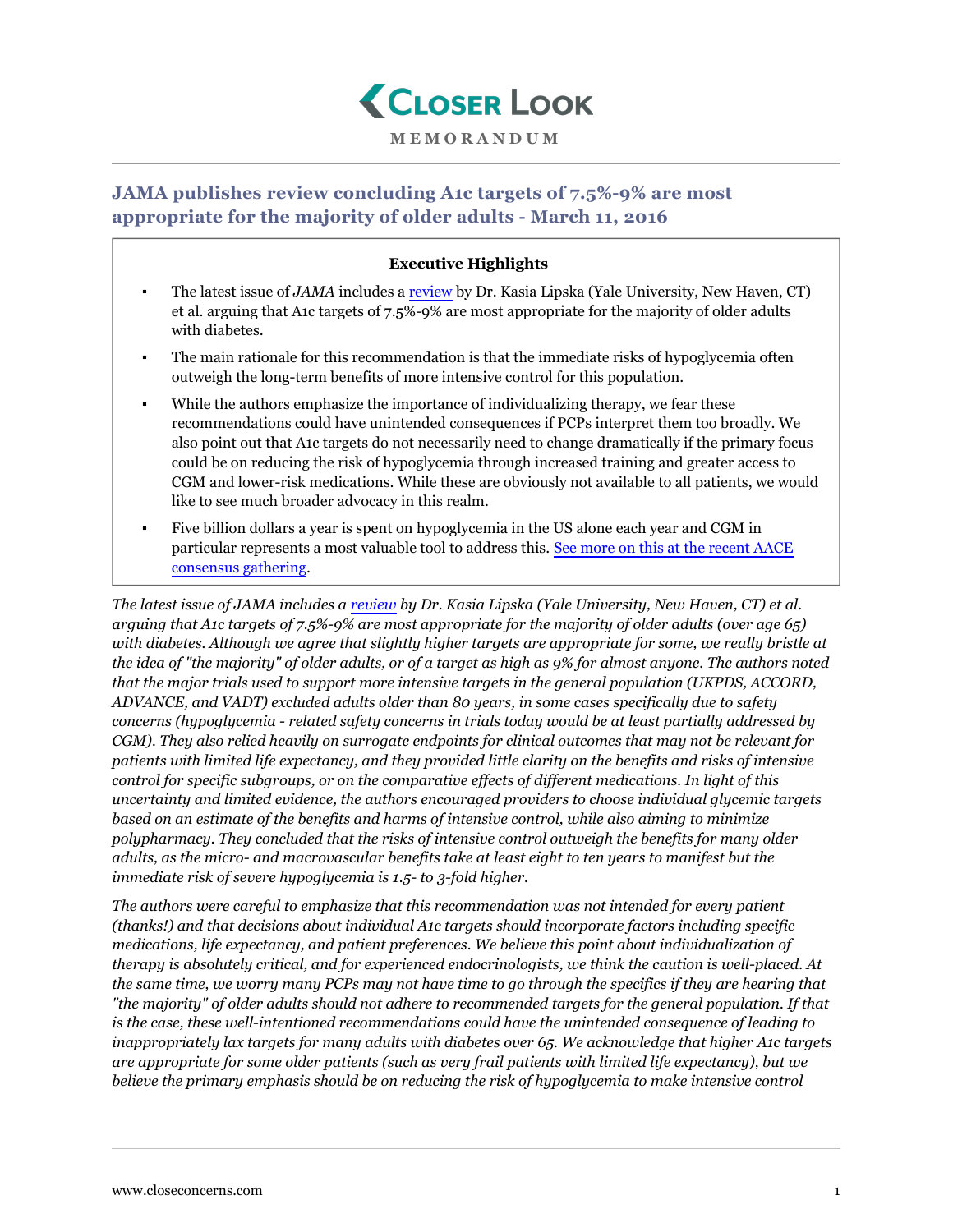# Closer Look

**MEMORANDUM**

## JAMA publishes review concluding A1c targets of 7.5%-9% are most appropriate for the majority of older adults - March 11, 2016

**Executive Highlights**

- The latest issue of *JAMA* includes a [review](#) by Dr. Kasia Lipska (Yale University, New Haven, CT) et al. arguing that A1c targets of 7.5%-9% are most appropriate for the majority of older adults with diabetes.
- The main rationale for this recommendation is that the immediate risks of hypoglycemia often outweigh the long-term benefits of more intensive control for this population.
- While the authors emphasize the importance of individualizing therapy, we fear these recommendations could have unintended consequences if PCPs interpret them too broadly. We also point out that A1c targets do not necessarily need to change dramatically if the primary focus could be on reducing the risk of hypoglycemia through increased training and greater access to CGM and lower-risk medications. While these are obviously not available to all patients, we would like to see much broader advocacy in this realm.
- Five billion dollars a year is spent on hypoglycemia in the US alone each year and CGM in particular represents a most valuable tool to address this. [See more on this at the recent AACE consensus gathering](#).

*The latest issue of JAMA includes a [review](#) by Dr. Kasia Lipska (Yale University, New Haven, CT) et al. arguing that A1c targets of 7.5%-9% are most appropriate for the majority of older adults (over age 65) with diabetes. Although we agree that slightly higher targets are appropriate for some, we really bristle at the idea of "the majority" of older adults, or of a target as high as 9% for almost anyone. The authors noted that the major trials used to support more intensive targets in the general population (UKPDS, ACCORD, ADVANCE, and VADT) excluded adults older than 80 years, in some cases specifically due to safety concerns (hypoglycemia - related safety concerns in trials today would be at least partially addressed by CGM). They also relied heavily on surrogate endpoints for clinical outcomes that may not be relevant for patients with limited life expectancy, and they provided little clarity on the benefits and risks of intensive control for specific subgroups, or on the comparative effects of different medications. In light of this uncertainty and limited evidence, the authors encouraged providers to choose individual glycemic targets based on an estimate of the benefits and harms of intensive control, while also aiming to minimize polypharmacy. They concluded that the risks of intensive control outweigh the benefits for many older adults, as the micro- and macrovascular benefits take at least eight to ten years to manifest but the immediate risk of severe hypoglycemia is 1.5- to 3-fold higher.*

*The authors were careful to emphasize that this recommendation was not intended for every patient (thanks!) and that decisions about individual A1c targets should incorporate factors including specific medications, life expectancy, and patient preferences. We believe this point about individualization of therapy is absolutely critical, and for experienced endocrinologists, we think the caution is well-placed. At the same time, we worry many PCPs may not have time to go through the specifics if they are hearing that "the majority" of older adults should not adhere to recommended targets for the general population. If that is the case, these well-intentioned recommendations could have the unintended consequence of leading to inappropriately lax targets for many adults with diabetes over 65. We acknowledge that higher A1c targets are appropriate for some older patients (such as very frail patients with limited life expectancy), but we believe the primary emphasis should be on reducing the risk of hypoglycemia to make intensive control*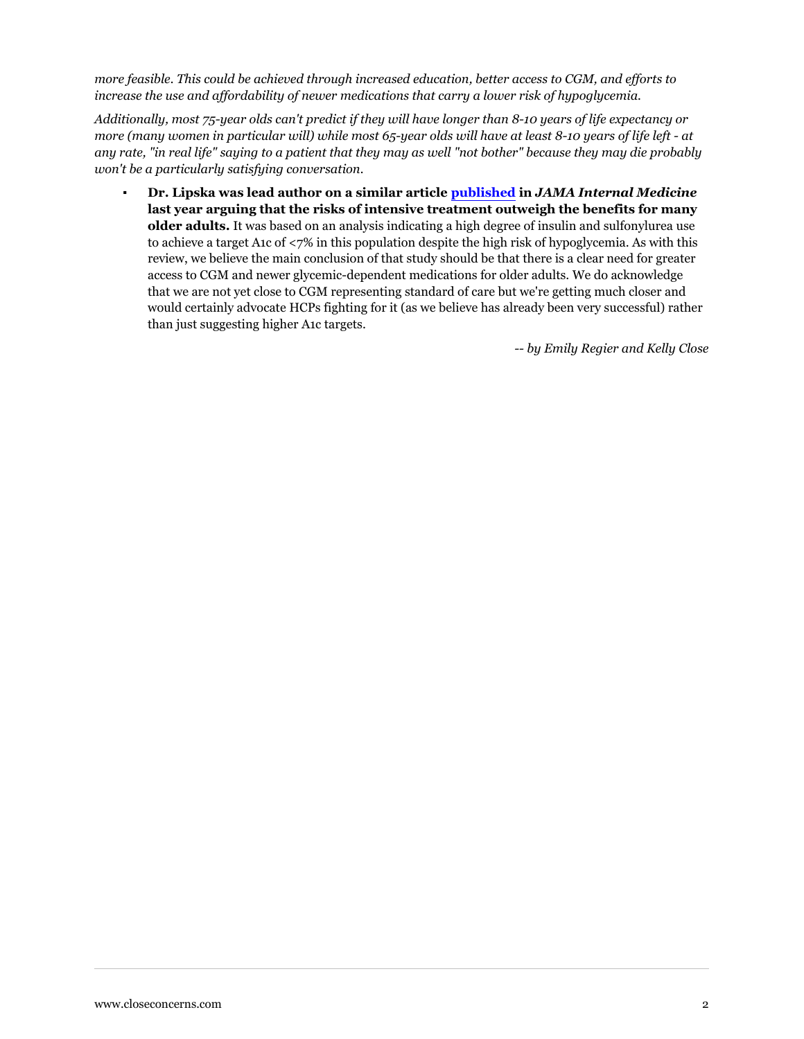*more feasible. This could be achieved through increased education, better access to CGM, and efforts to increase the use and affordability of newer medications that carry a lower risk of hypoglycemia.*

*Additionally, most 75-year olds can't predict if they will have longer than 8-10 years of life expectancy or more (many women in particular will) while most 65-year olds will have at least 8-10 years of life left - at any rate, "in real life" saying to a patient that they may as well "not bother" because they may die probably won't be a particularly satisfying conversation.*

- **Dr. Lipska was lead author on a similar article [published](#) in *JAMA Internal Medicine* last year arguing that the risks of intensive treatment outweigh the benefits for many older adults.** It was based on an analysis indicating a high degree of insulin and sulfonylurea use to achieve a target A1c of <7% in this population despite the high risk of hypoglycemia. As with this review, we believe the main conclusion of that study should be that there is a clear need for greater access to CGM and newer glycemic-dependent medications for older adults. We do acknowledge that we are not yet close to CGM representing standard of care but we're getting much closer and would certainly advocate HCPs fighting for it (as we believe has already been very successful) rather than just suggesting higher A1c targets.

*-- by Emily Regier and Kelly Close*